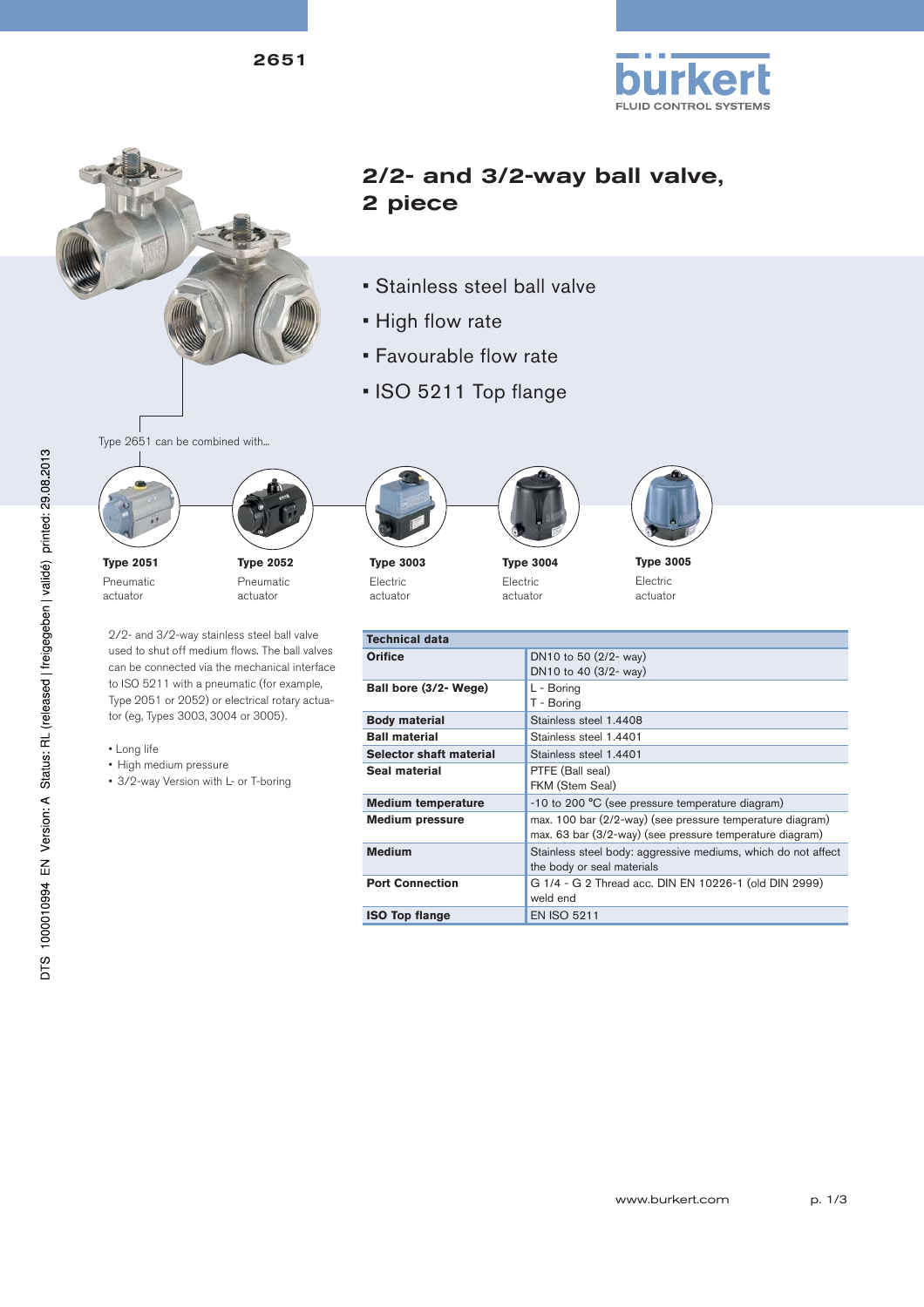2651

# 2/2- and 3/2-way ball valve, 2 piece

- Stainless steel ball valve
- High flow rate
- Favourable flow rate
- ISO 5211 Top flange

Type 2651 can be combined with...

**Type 2051**
Pneumatic actuator

**Type 2052**
Pneumatic actuator

**Type 3003**
Electric actuator

**Type 3004**
Electric actuator

**Type 3005**
Electric actuator

2/2- and 3/2-way stainless steel ball valve used to shut off medium flows. The ball valves can be connected via the mechanical interface to ISO 5211 with a pneumatic (for example, Type 2051 or 2052) or electrical rotary actuator (eg, Types 3003, 3004 or 3005).

- Long life
- High medium pressure
- 3/2-way Version with L- or T-boring

| Technical data | |
|---|---|
| **Orifice** | DN10 to 50 (2/2- way)<br>DN10 to 40 (3/2- way) |
| **Ball bore (3/2- Wege)** | L - Boring<br>T - Boring |
| **Body material** | Stainless steel 1.4408 |
| **Ball material** | Stainless steel 1.4401 |
| **Selector shaft material** | Stainless steel 1.4401 |
| **Seal material** | PTFE (Ball seal)<br>FKM (Stem Seal) |
| **Medium temperature** | -10 to 200 °C (see pressure temperature diagram) |
| **Medium pressure** | max. 100 bar (2/2-way) (see pressure temperature diagram)<br>max. 63 bar (3/2-way) (see pressure temperature diagram) |
| **Medium** | Stainless steel body: aggressive mediums, which do not affect the body or seal materials |
| **Port Connection** | G 1/4 - G 2 Thread acc. DIN EN 10226-1 (old DIN 2999)<br>weld end |
| **ISO Top flange** | EN ISO 5211 |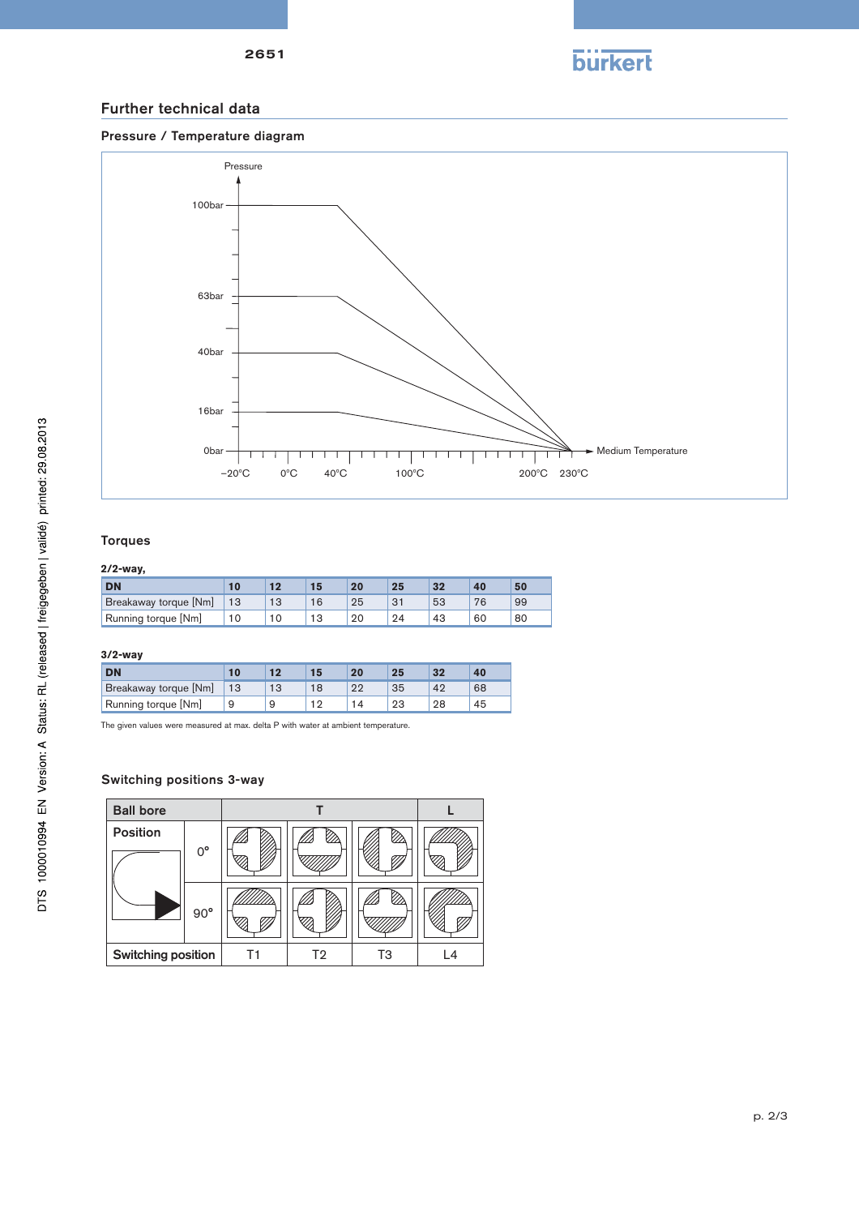## Further technical data

### Pressure / Temperature diagram

Pressure

100bar

63bar

40bar

16bar

0bar

−20°C 0°C 40°C 100°C 200°C 230°C

Medium Temperature

### Torques

**2/2-way,**

| DN | 10 | 12 | 15 | 20 | 25 | 32 | 40 | 50 |
|---|---|---|---|---|---|---|---|---|
| Breakaway torque [Nm] | 13 | 13 | 16 | 25 | 31 | 53 | 76 | 99 |
| Running torque [Nm] | 10 | 10 | 13 | 20 | 24 | 43 | 60 | 80 |

**3/2-way**

| DN | 10 | 12 | 15 | 20 | 25 | 32 | 40 |
|---|---|---|---|---|---|---|---|
| Breakaway torque [Nm] | 13 | 13 | 18 | 22 | 35 | 42 | 68 |
| Running torque [Nm] | 9 | 9 | 12 | 14 | 23 | 28 | 45 |

The given values were measured at max. delta P with water at ambient temperature.

### Switching positions 3-way

| Ball bore | | T | | | L |
|---|---|---|---|---|---|
| Position | 0° | | | | |
| | 90° | | | | |
| Switching position | | T1 | T2 | T3 | L4 |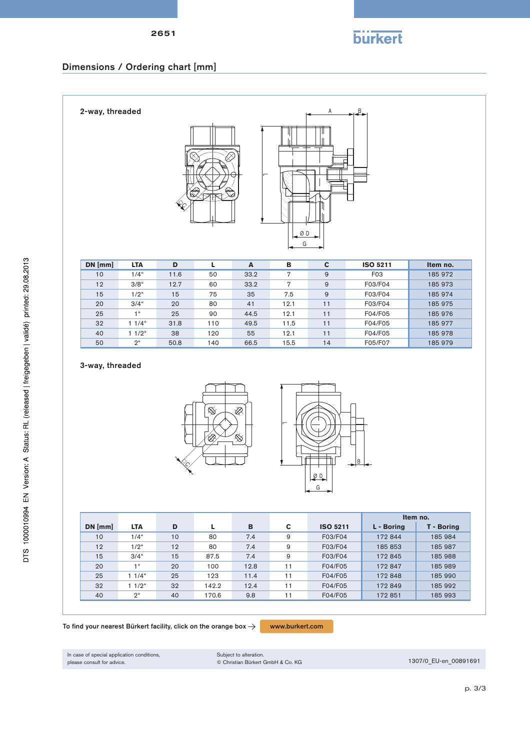## Dimensions / Ordering chart [mm]

### 2-way, threaded

A
B
L
C
Ø D
G

| DN [mm] | LTA | D | L | A | B | C | ISO 5211 | Item no. |
|---|---|---|---|---|---|---|---|---|
| 10 | 1/4" | 11.6 | 50 | 33.2 | 7 | 9 | F03 | 185 972 |
| 12 | 3/8" | 12.7 | 60 | 33.2 | 7 | 9 | F03/F04 | 185 973 |
| 15 | 1/2" | 15 | 75 | 35 | 7.5 | 9 | F03/F04 | 185 974 |
| 20 | 3/4" | 20 | 80 | 41 | 12.1 | 11 | F03/F04 | 185 975 |
| 25 | 1" | 25 | 90 | 44.5 | 12.1 | 11 | F04/F05 | 185 976 |
| 32 | 1 1/4" | 31.8 | 110 | 49.5 | 11.5 | 11 | F04/F05 | 185 977 |
| 40 | 1 1/2" | 38 | 120 | 55 | 12.1 | 11 | F04/F05 | 185 978 |
| 50 | 2" | 50.8 | 140 | 66.5 | 15.5 | 14 | F05/F07 | 185 979 |

### 3-way, threaded

C
L
B
Ø D
G

| DN [mm] | LTA | D | L | B | C | ISO 5211 | Item no. | |
|---|---|---|---|---|---|---|---|---|
| | | | | | | | L - Boring | T - Boring |
| 10 | 1/4" | 10 | 80 | 7.4 | 9 | F03/F04 | 172 844 | 185 984 |
| 12 | 1/2" | 12 | 80 | 7.4 | 9 | F03/F04 | 185 853 | 185 987 |
| 15 | 3/4" | 15 | 87.5 | 7.4 | 9 | F03/F04 | 172 845 | 185 988 |
| 20 | 1" | 20 | 100 | 12.8 | 11 | F04/F05 | 172 847 | 185 989 |
| 25 | 1 1/4" | 25 | 123 | 11.4 | 11 | F04/F05 | 172 848 | 185 990 |
| 32 | 1 1/2" | 32 | 142.2 | 12.4 | 11 | F04/F05 | 172 849 | 185 992 |
| 40 | 2" | 40 | 170.6 | 9.8 | 11 | F04/F05 | 172 851 | 185 993 |

To find your nearest Bürkert facility, click on the orange box → www.burkert.com

In case of special application conditions, please consult for advice.

Subject to alteration.
© Christian Bürkert GmbH & Co. KG

1307/0_EU-en_00891691